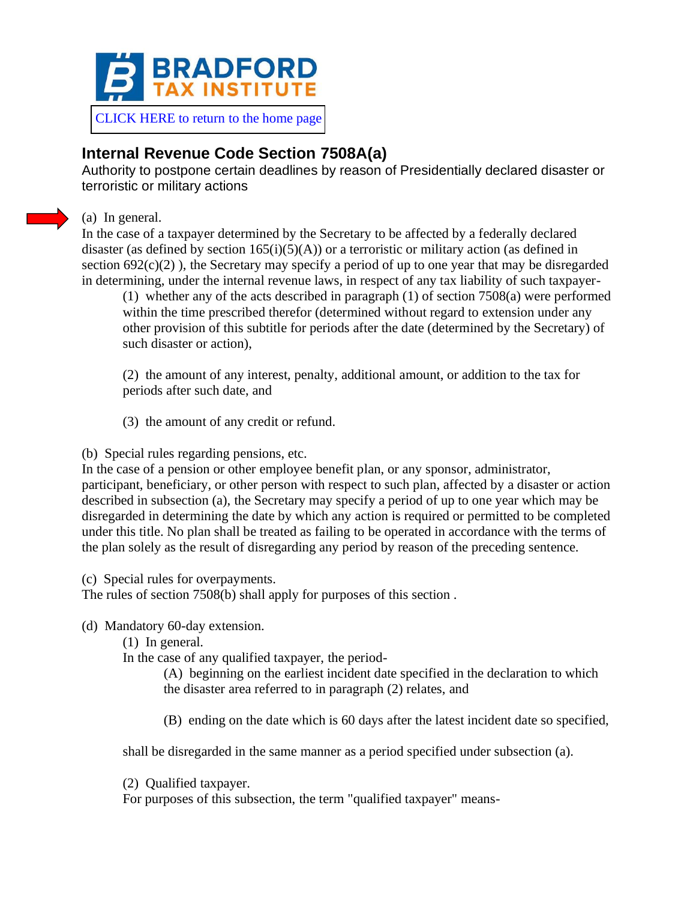BRADFORD TAX INSTITUTE

CLICK HERE to return to the home page

## Internal Revenue Code Section 7508A(a)

Authority to postpone certain deadlines by reason of Presidentially declared disaster or terroristic or military actions

(a) In general.

In the case of a taxpayer determined by the Secretary to be affected by a federally declared disaster (as defined by section 165(i)(5)(A)) or a terroristic or military action (as defined in section 692(c)(2) ), the Secretary may specify a period of up to one year that may be disregarded in determining, under the internal revenue laws, in respect of any tax liability of such taxpayer-

> (1) whether any of the acts described in paragraph (1) of section 7508(a) were performed within the time prescribed therefor (determined without regard to extension under any other provision of this subtitle for periods after the date (determined by the Secretary) of such disaster or action),
>
> (2) the amount of any interest, penalty, additional amount, or addition to the tax for periods after such date, and
>
> (3) the amount of any credit or refund.

(b) Special rules regarding pensions, etc.

In the case of a pension or other employee benefit plan, or any sponsor, administrator, participant, beneficiary, or other person with respect to such plan, affected by a disaster or action described in subsection (a), the Secretary may specify a period of up to one year which may be disregarded in determining the date by which any action is required or permitted to be completed under this title. No plan shall be treated as failing to be operated in accordance with the terms of the plan solely as the result of disregarding any period by reason of the preceding sentence.

(c) Special rules for overpayments.

The rules of section 7508(b) shall apply for purposes of this section .

(d) Mandatory 60-day extension.

> (1) In general.
>
> In the case of any qualified taxpayer, the period-
>
> > (A) beginning on the earliest incident date specified in the declaration to which the disaster area referred to in paragraph (2) relates, and
> >
> > (B) ending on the date which is 60 days after the latest incident date so specified,
>
> shall be disregarded in the same manner as a period specified under subsection (a).
>
> (2) Qualified taxpayer.
>
> For purposes of this subsection, the term "qualified taxpayer" means-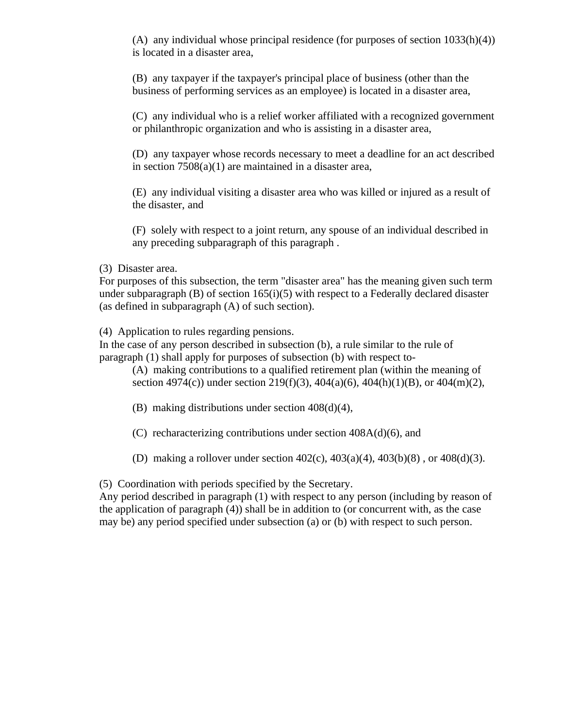(A) any individual whose principal residence (for purposes of section 1033(h)(4)) is located in a disaster area,

(B) any taxpayer if the taxpayer's principal place of business (other than the business of performing services as an employee) is located in a disaster area,

(C) any individual who is a relief worker affiliated with a recognized government or philanthropic organization and who is assisting in a disaster area,

(D) any taxpayer whose records necessary to meet a deadline for an act described in section 7508(a)(1) are maintained in a disaster area,

(E) any individual visiting a disaster area who was killed or injured as a result of the disaster, and

(F) solely with respect to a joint return, any spouse of an individual described in any preceding subparagraph of this paragraph .

(3) Disaster area.
For purposes of this subsection, the term "disaster area" has the meaning given such term under subparagraph (B) of section 165(i)(5) with respect to a Federally declared disaster (as defined in subparagraph (A) of such section).

(4) Application to rules regarding pensions.
In the case of any person described in subsection (b), a rule similar to the rule of paragraph (1) shall apply for purposes of subsection (b) with respect to-

(A) making contributions to a qualified retirement plan (within the meaning of section 4974(c)) under section 219(f)(3), 404(a)(6), 404(h)(1)(B), or 404(m)(2),

(B) making distributions under section 408(d)(4),

(C) recharacterizing contributions under section 408A(d)(6), and

(D) making a rollover under section 402(c), 403(a)(4), 403(b)(8) , or 408(d)(3).

(5) Coordination with periods specified by the Secretary.
Any period described in paragraph (1) with respect to any person (including by reason of the application of paragraph (4)) shall be in addition to (or concurrent with, as the case may be) any period specified under subsection (a) or (b) with respect to such person.